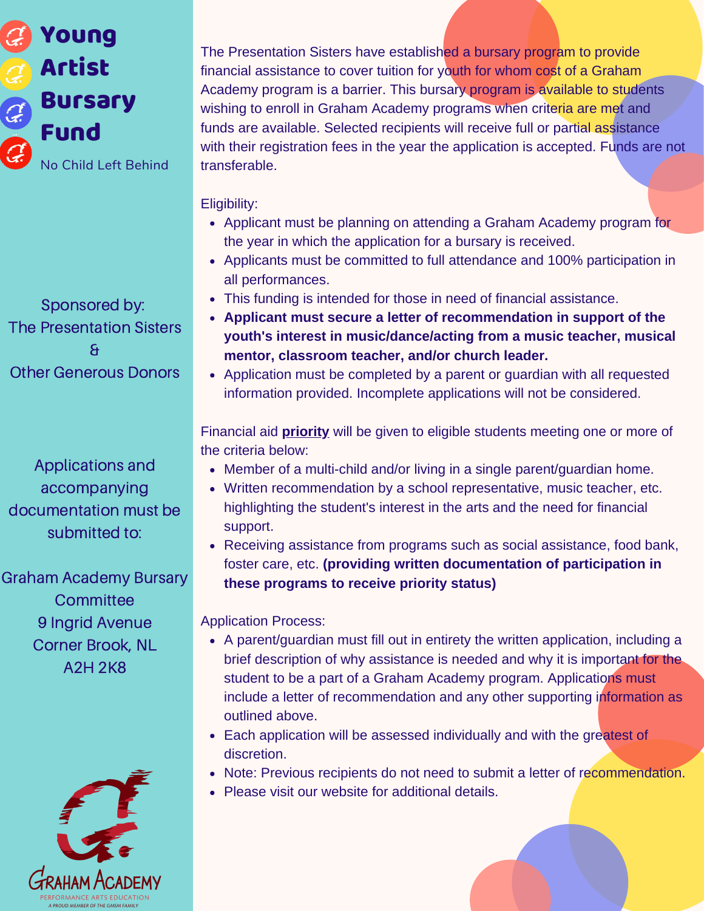# Young Artist Bursary Fund

No Child Left Behind

Sponsored by:
The Presentation Sisters
&
Other Generous Donors

Applications and accompanying documentation must be submitted to:

Graham Academy Bursary Committee
9 Ingrid Avenue
Corner Brook, NL
A2H 2K8

Graham Academy
Performance Arts Education
A proud member of the GMSM family

The Presentation Sisters have established a bursary program to provide financial assistance to cover tuition for youth for whom cost of a Graham Academy program is a barrier. This bursary program is available to students wishing to enroll in Graham Academy programs when criteria are met and funds are available. Selected recipients will receive full or partial assistance with their registration fees in the year the application is accepted. Funds are not transferable.

Eligibility:

- Applicant must be planning on attending a Graham Academy program for the year in which the application for a bursary is received.
- Applicants must be committed to full attendance and 100% participation in all performances.
- This funding is intended for those in need of financial assistance.
- **Applicant must secure a letter of recommendation in support of the youth's interest in music/dance/acting from a music teacher, musical mentor, classroom teacher, and/or church leader.**
- Application must be completed by a parent or guardian with all requested information provided. Incomplete applications will not be considered.

Financial aid **priority** will be given to eligible students meeting one or more of the criteria below:

- Member of a multi-child and/or living in a single parent/guardian home.
- Written recommendation by a school representative, music teacher, etc. highlighting the student's interest in the arts and the need for financial support.
- Receiving assistance from programs such as social assistance, food bank, foster care, etc. **(providing written documentation of participation in these programs to receive priority status)**

Application Process:

- A parent/guardian must fill out in entirety the written application, including a brief description of why assistance is needed and why it is important for the student to be a part of a Graham Academy program. Applications must include a letter of recommendation and any other supporting information as outlined above.
- Each application will be assessed individually and with the greatest of discretion.
- Note: Previous recipients do not need to submit a letter of recommendation.
- Please visit our website for additional details.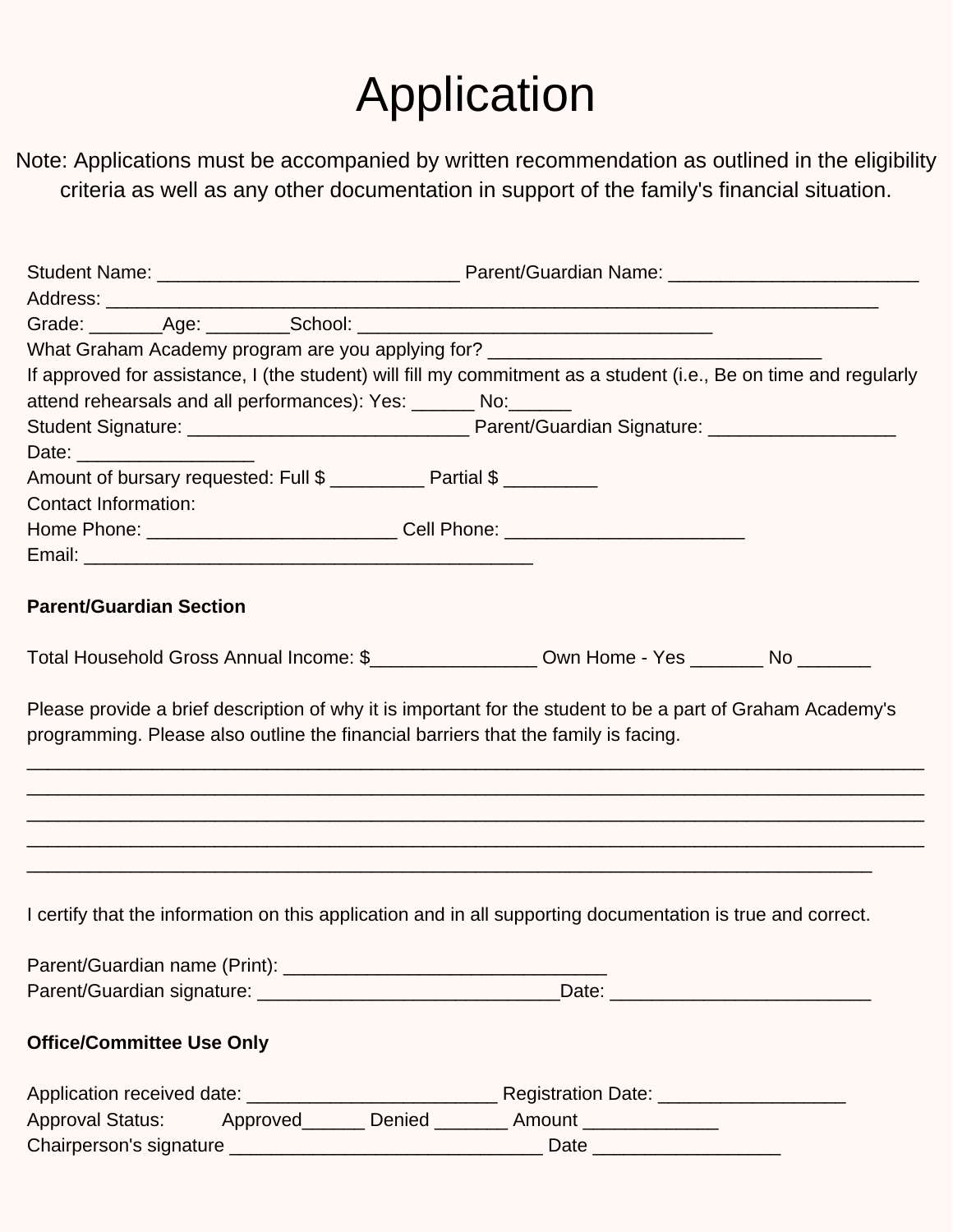# Application

Note: Applications must be accompanied by written recommendation as outlined in the eligibility criteria as well as any other documentation in support of the family's financial situation.

Student Name: _____________________________ Parent/Guardian Name: ________________________
Address: ___________________________________________________________________________
Grade: _______Age: ________School: __________________________________
What Graham Academy program are you applying for? ________________________________
If approved for assistance, I (the student) will fill my commitment as a student (i.e., Be on time and regularly attend rehearsals and all performances): Yes: ______ No:______
Student Signature: ___________________________ Parent/Guardian Signature: __________________
Date: _________________
Amount of bursary requested: Full $ _________ Partial $ _________
Contact Information:
Home Phone: ________________________ Cell Phone: _______________________
Email: ___________________________________________

**Parent/Guardian Section**

Total Household Gross Annual Income: $________________ Own Home - Yes _______ No _______

Please provide a brief description of why it is important for the student to be a part of Graham Academy's programming. Please also outline the financial barriers that the family is facing.
______________________________________________________________________________________
______________________________________________________________________________________
______________________________________________________________________________________
______________________________________________________________________________________
_________________________________________________________________________________

I certify that the information on this application and in all supporting documentation is true and correct.

Parent/Guardian name (Print): _______________________________
Parent/Guardian signature: _____________________________Date: _________________________

**Office/Committee Use Only**

Application received date: ________________________ Registration Date: __________________
Approval Status: Approved______ Denied _______ Amount _____________
Chairperson's signature ______________________________ Date __________________